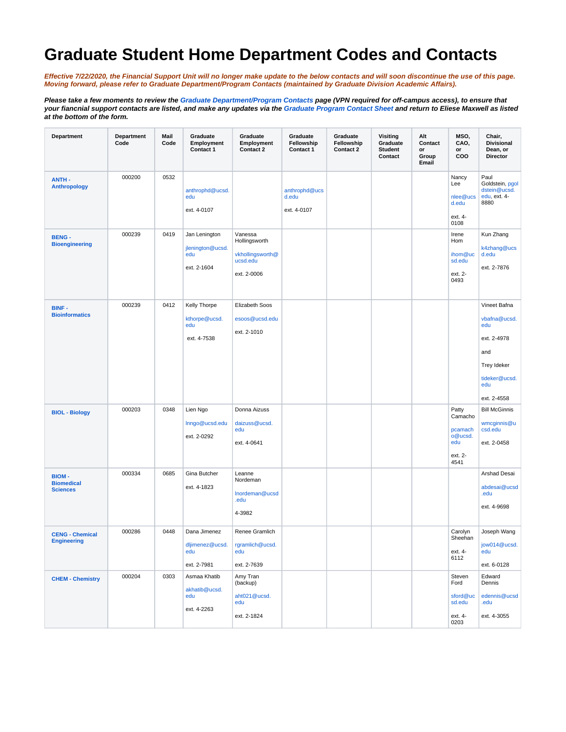# Graduate Student Home Department Codes and Contacts

***Effective 7/22/2020, the Financial Support Unit will no longer make update to the below contacts and will soon discontinue the use of this page. Moving forward, please refer to Graduate Department/Program Contacts (maintained by Graduate Division Academic Affairs).***

***Please take a few moments to review the Graduate Department/Program Contacts page (VPN required for off-campus access), to ensure that your fiancnial support contacts are listed, and make any updates via the Graduate Program Contact Sheet and return to Eliese Maxwell as listed at the bottom of the form.***

| Department | Department Code | Mail Code | Graduate Employment Contact 1 | Graduate Employment Contact 2 | Graduate Fellowship Contact 1 | Graduate Fellowship Contact 2 | Visiting Graduate Student Contact | Alt Contact or Group Email | MSO, CAO, or COO | Chair, Divisional Dean, or Director |
|---|---|---|---|---|---|---|---|---|---|---|
| **ANTH - Anthropology** | 000200 | 0532 | anthrophd@ucsd.edu ext. 4-0107 | | anthrophd@ucsd.edu ext. 4-0107 | | | | Nancy Lee nlee@ucsd.edu ext. 4-0108 | Paul Goldstein, pgoldstein@ucsd.edu, ext. 4-8880 |
| **BENG - Bioengineering** | 000239 | 0419 | Jan Lenington jlenington@ucsd.edu ext. 2-1604 | Vanessa Hollingsworth vkhollingsworth@ucsd.edu ext. 2-0006 | | | | | Irene Hom ihom@ucsd.edu ext. 2-0493 | Kun Zhang k4zhang@ucsd.edu ext. 2-7876 |
| **BINF - Bioinformatics** | 000239 | 0412 | Kelly Thorpe kthorpe@ucsd.edu ext. 4-7538 | Elizabeth Soos esoos@ucsd.edu ext. 2-1010 | | | | | | Vineet Bafna vbafna@ucsd.edu ext. 2-4978 and Trey Ideker tideker@ucsd.edu ext. 2-4558 |
| **BIOL - Biology** | 000203 | 0348 | Lien Ngo lnngo@ucsd.edu ext. 2-0292 | Donna Aizuss daizuss@ucsd.edu ext. 4-0641 | | | | | Patty Camacho pcamacho@ucsd.edu ext. 2-4541 | Bill McGinnis wmcginnis@ucsd.edu ext. 2-0458 |
| **BIOM - Biomedical Sciences** | 000334 | 0685 | Gina Butcher ext. 4-1823 | Leanne Nordeman lnordeman@ucsd.edu 4-3982 | | | | | | Arshad Desai abdesai@ucsd.edu ext. 4-9698 |
| **CENG - Chemical Engineering** | 000286 | 0448 | Dana Jimenez dljimenez@ucsd.edu ext. 2-7981 | Renee Gramlich rgramlich@ucsd.edu ext. 2-7639 | | | | | Carolyn Sheehan ext. 4-6112 | Joseph Wang jow014@ucsd.edu ext. 6-0128 |
| **CHEM - Chemistry** | 000204 | 0303 | Asmaa Khatib akhatib@ucsd.edu ext. 4-2263 | Amy Tran (backup) aht021@ucsd.edu ext. 2-1824 | | | | | Steven Ford sford@ucsd.edu ext. 4-0203 | Edward Dennis edennis@ucsd.edu ext. 4-3055 |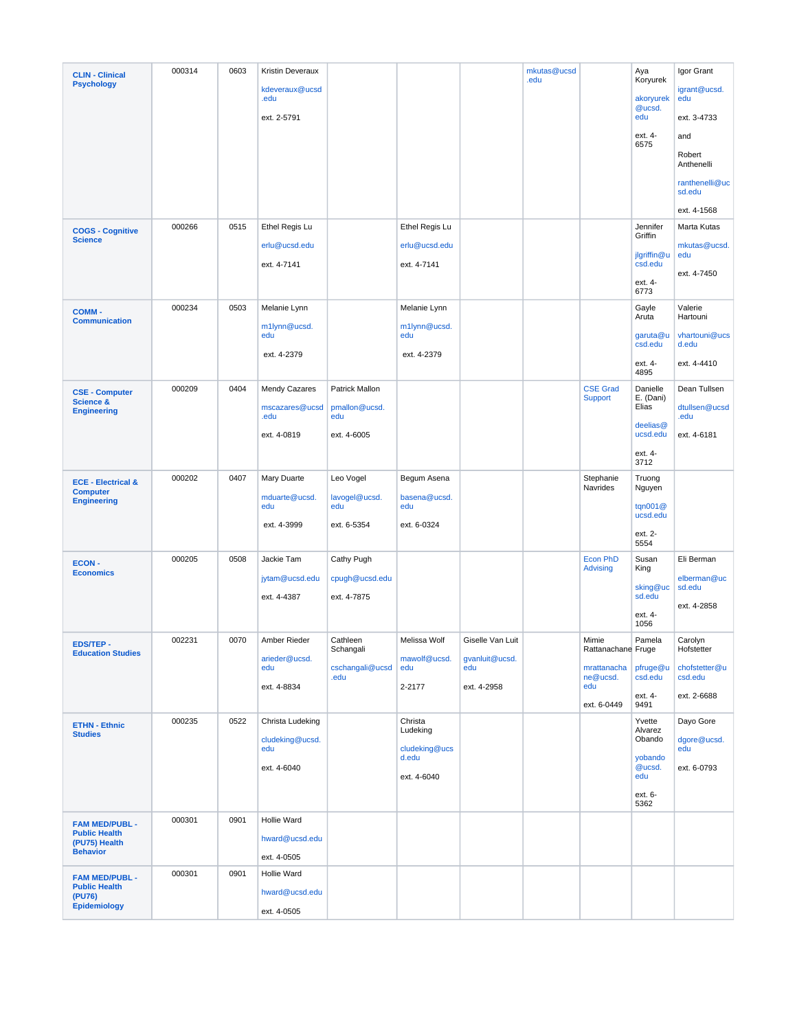| | | | | | | | | | | |
|---|---|---|---|---|---|---|---|---|---|---|
| **CLIN - Clinical Psychology** | 000314 | 0603 | Kristin Deveraux<br><br>kdeveraux@ucsd.edu<br><br>ext. 2-5791 | | | | mkutas@ucsd.edu | | Aya Koryurek<br><br>akoryurek@ucsd.edu<br><br>ext. 4-6575 | Igor Grant<br><br>igrant@ucsd.edu<br><br>ext. 3-4733<br><br>and<br><br>Robert Anthenelli<br><br>ranthenelli@ucsd.edu<br><br>ext. 4-1568 |
| **COGS - Cognitive Science** | 000266 | 0515 | Ethel Regis Lu<br><br>erlu@ucsd.edu<br><br>ext. 4-7141 | | Ethel Regis Lu<br><br>erlu@ucsd.edu<br><br>ext. 4-7141 | | | | Jennifer Griffin<br><br>jlgriffin@ucsd.edu<br><br>ext. 4-6773 | Marta Kutas<br><br>mkutas@ucsd.edu<br><br>ext. 4-7450 |
| **COMM - Communication** | 000234 | 0503 | Melanie Lynn<br><br>m1lynn@ucsd.edu<br><br>ext. 4-2379 | | Melanie Lynn<br><br>m1lynn@ucsd.edu<br><br>ext. 4-2379 | | | | Gayle Aruta<br><br>garuta@ucsd.edu<br><br>ext. 4-4895 | Valerie Hartouni<br><br>vhartouni@ucsd.edu<br><br>ext. 4-4410 |
| **CSE - Computer Science & Engineering** | 000209 | 0404 | Mendy Cazares<br><br>mscazares@ucsd.edu<br><br>ext. 4-0819 | Patrick Mallon<br><br>pmallon@ucsd.edu<br><br>ext. 4-6005 | | | | CSE Grad Support | Danielle E. (Dani) Elias<br><br>deelias@ucsd.edu<br><br>ext. 4-3712 | Dean Tullsen<br><br>dtullsen@ucsd.edu<br><br>ext. 4-6181 |
| **ECE - Electrical & Computer Engineering** | 000202 | 0407 | Mary Duarte<br><br>mduarte@ucsd.edu<br><br>ext. 4-3999 | Leo Vogel<br><br>lavogel@ucsd.edu<br><br>ext. 6-5354 | Begum Asena<br><br>basena@ucsd.edu<br><br>ext. 6-0324 | | | Stephanie Navrides | Truong Nguyen<br><br>tqn001@ucsd.edu<br><br>ext. 2-5554 | |
| **ECON - Economics** | 000205 | 0508 | Jackie Tam<br><br>jytam@ucsd.edu<br><br>ext. 4-4387 | Cathy Pugh<br><br>cpugh@ucsd.edu<br><br>ext. 4-7875 | | | | Econ PhD Advising | Susan King<br><br>sking@ucsd.edu<br><br>ext. 4-1056 | Eli Berman<br><br>elberman@ucsd.edu<br><br>ext. 4-2858 |
| **EDS/TEP - Education Studies** | 002231 | 0070 | Amber Rieder<br><br>arieder@ucsd.edu<br><br>ext. 4-8834 | Cathleen Schangali<br><br>cschangali@ucsd.edu | Melissa Wolf<br><br>mawolf@ucsd.edu<br><br>2-2177 | Giselle Van Luit<br><br>gvanluit@ucsd.edu<br><br>ext. 4-2958 | | Mimie Rattanachane<br><br>mrattanachane@ucsd.edu<br><br>ext. 6-0449 | Pamela Fruge<br><br>pfruge@ucsd.edu<br><br>ext. 4-9491 | Carolyn Hofstetter<br><br>chofstetter@ucsd.edu<br><br>ext. 2-6688 |
| **ETHN - Ethnic Studies** | 000235 | 0522 | Christa Ludeking<br><br>cludeking@ucsd.edu<br><br>ext. 4-6040 | | Christa Ludeking<br><br>cludeking@ucsd.edu<br><br>ext. 4-6040 | | | | Yvette Alvarez Obando<br><br>yobando@ucsd.edu<br><br>ext. 6-5362 | Dayo Gore<br><br>dgore@ucsd.edu<br><br>ext. 6-0793 |
| **FAM MED/PUBL - Public Health (PU75) Health Behavior** | 000301 | 0901 | Hollie Ward<br><br>hward@ucsd.edu<br><br>ext. 4-0505 | | | | | | | |
| **FAM MED/PUBL - Public Health (PU76) Epidemiology** | 000301 | 0901 | Hollie Ward<br><br>hward@ucsd.edu<br><br>ext. 4-0505 | | | | | | | |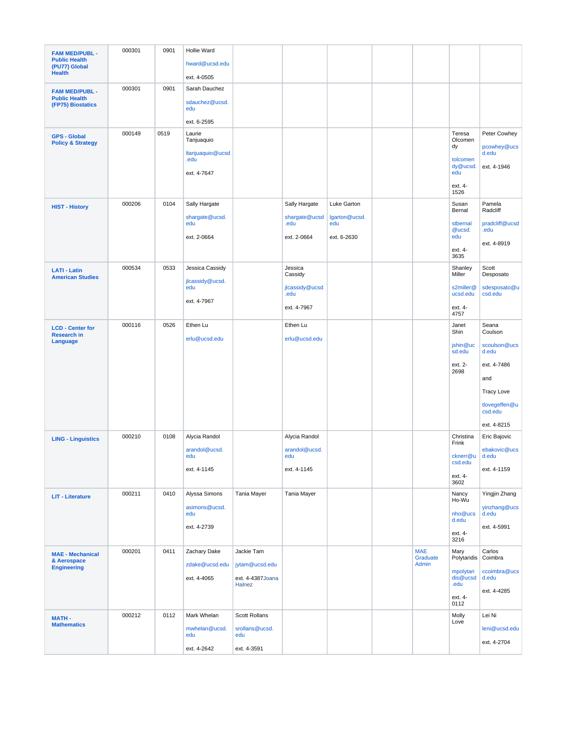| | | | | | | | | | |
|---|---|---|---|---|---|---|---|---|---|
| **FAM MED/PUBL - Public Health (PU77) Global Health** | 000301 | 0901 | Hollie Ward<br><br>hward@ucsd.edu<br><br>ext. 4-0505 | | | | | | |
| **FAM MED/PUBL - Public Health (FP75) Biostatics** | 000301 | 0901 | Sarah Dauchez<br><br>sdauchez@ucsd.edu<br><br>ext. 6-2595 | | | | | | |
| **GPS - Global Policy & Strategy** | 000149 | 0519 | Laurie Tanjuaquio<br><br>ltanjuaquio@ucsd.edu<br><br>ext. 4-7647 | | | | | Teresa Olcomendy<br><br>tolcomendy@ucsd.edu<br><br>ext. 4-1526 | Peter Cowhey<br><br>pcowhey@ucsd.edu<br><br>ext. 4-1946 |
| **HIST - History** | 000206 | 0104 | Sally Hargate<br><br>shargate@ucsd.edu<br><br>ext. 2-0664 | | Sally Hargate<br><br>shargate@ucsd.edu<br><br>ext. 2-0664 | Luke Garton<br><br>lgarton@ucsd.edu<br><br>ext. 6-2630 | | Susan Bernal<br><br>stbernal@ucsd.edu<br><br>ext. 4-3635 | Pamela Radcliff<br><br>pradcliff@ucsd.edu<br><br>ext. 4-8919 |
| **LATI - Latin American Studies** | 000534 | 0533 | Jessica Cassidy<br><br>jlcassidy@ucsd.edu<br><br>ext. 4-7967 | | Jessica Cassidy<br><br>jlcassidy@ucsd.edu<br><br>ext. 4-7967 | | | Shanley Miller<br><br>s2miller@ucsd.edu<br><br>ext. 4-4757 | Scott Desposato<br><br>sdesposato@ucsd.edu |
| **LCD - Center for Research in Language** | 000116 | 0526 | Ethen Lu<br><br>erlu@ucsd.edu | | Ethen Lu<br><br>erlu@ucsd.edu | | | Janet Shin<br><br>jshin@ucsd.edu<br><br>ext. 2-2698 | Seana Coulson<br><br>scoulson@ucsd.edu<br><br>ext. 4-7486<br><br>and<br><br>Tracy Love<br><br>tlovegeffen@ucsd.edu<br><br>ext. 4-8215 |
| **LING - Linguistics** | 000210 | 0108 | Alycia Randol<br><br>arandol@ucsd.edu<br><br>ext. 4-1145 | | Alycia Randol<br><br>arandol@ucsd.edu<br><br>ext. 4-1145 | | | Christina Frink<br><br>cknerr@ucsd.edu<br><br>ext. 4-3602 | Eric Bajovic<br><br>ebakovic@ucsd.edu<br><br>ext. 4-1159 |
| **LIT - Literature** | 000211 | 0410 | Alyssa Simons<br><br>asimons@ucsd.edu<br><br>ext. 4-2739 | Tania Mayer | Tania Mayer | | | Nancy Ho-Wu<br><br>nho@ucsd.edu<br><br>ext. 4-3216 | Yingjin Zhang<br><br>yinzhang@ucsd.edu<br><br>ext. 4-5991 |
| **MAE - Mechanical & Aerospace Engineering** | 000201 | 0411 | Zachary Dake<br><br>zdake@ucsd.edu<br><br>ext. 4-4065 | Jackie Tam<br><br>jytam@ucsd.edu<br><br>ext. 4-4387Joana Halnez | | | MAE Graduate Admin | Mary Polytaridis<br><br>mpolytaridis@ucsd.edu<br><br>ext. 4-0112 | Carlos Coimbra<br><br>ccoimbra@ucsd.edu<br><br>ext. 4-4285 |
| **MATH - Mathematics** | 000212 | 0112 | Mark Whelan<br><br>mwhelan@ucsd.edu<br><br>ext. 4-2642 | Scott Rollans<br><br>srollans@ucsd.edu<br><br>ext. 4-3591 | | | | Molly Love | Lei Ni<br><br>leni@ucsd.edu<br><br>ext. 4-2704 |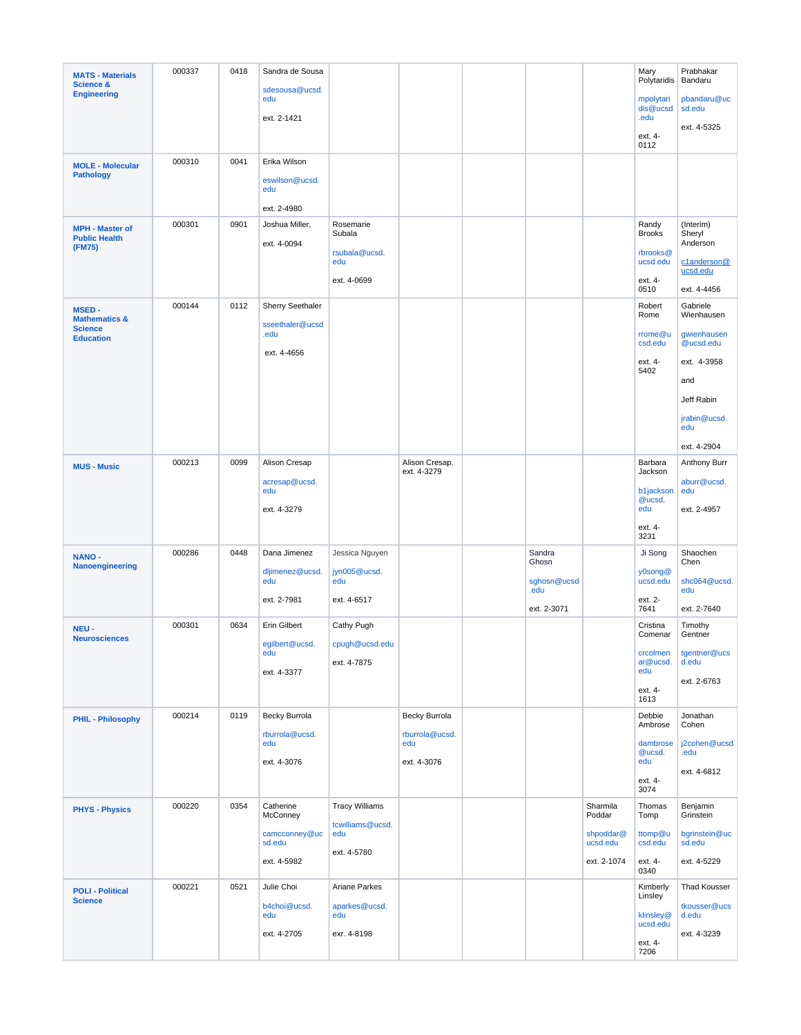| | | | | | | | | | | |
|---|---|---|---|---|---|---|---|---|---|---|
| **MATS - Materials Science & Engineering** | 000337 | 0418 | Sandra de Sousa<br>sdesousa@ucsd.edu<br>ext. 2-1421 | | | | | | Mary Polytaridis<br>mpolytaridis@ucsd.edu<br>ext. 4-0112 | Prabhakar Bandaru<br>pbandaru@ucsd.edu<br>ext. 4-5325 |
| **MOLE - Molecular Pathology** | 000310 | 0041 | Erika Wilson<br>eswilson@ucsd.edu<br>ext. 2-4980 | | | | | | | |
| **MPH - Master of Public Health (FM75)** | 000301 | 0901 | Joshua Miller,<br>ext. 4-0094 | Rosemarie Subala<br>rsubala@ucsd.edu<br>ext. 4-0699 | | | | | Randy Brooks<br>rbrooks@ucsd.edu<br>ext. 4-0510 | (Interim) Sheryl Anderson<br>c1anderson@ucsd.edu<br>ext. 4-4456 |
| **MSED - Mathematics & Science Education** | 000144 | 0112 | Sherry Seethaler<br>sseethaler@ucsd.edu<br>ext. 4-4656 | | | | | | Robert Rome<br>rrome@ucsd.edu<br>ext. 4-5402 | Gabriele Wienhausen<br>gwienhausen@ucsd.edu<br>ext. 4-3958<br>and<br>Jeff Rabin<br>jrabin@ucsd.edu<br>ext. 4-2904 |
| **MUS - Music** | 000213 | 0099 | Alison Cresap<br>acresap@ucsd.edu<br>ext. 4-3279 | | Alison Cresap, ext. 4-3279 | | | | Barbara Jackson<br>b1jackson@ucsd.edu<br>ext. 4-3231 | Anthony Burr<br>aburr@ucsd.edu<br>ext. 2-4957 |
| **NANO - Nanoengineering** | 000286 | 0448 | Dana Jimenez<br>dljimenez@ucsd.edu<br>ext. 2-7981 | Jessica Nguyen<br>jyn005@ucsd.edu<br>ext. 4-6517 | | | Sandra Ghosn<br>sghosn@ucsd.edu<br>ext. 2-3071 | | Ji Song<br>y0song@ucsd.edu<br>ext. 2-7641 | Shaochen Chen<br>shc064@ucsd.edu<br>ext. 2-7640 |
| **NEU - Neurosciences** | 000301 | 0634 | Erin Gilbert<br>egilbert@ucsd.edu<br>ext. 4-3377 | Cathy Pugh<br>cpugh@ucsd.edu<br>ext. 4-7875 | | | | | Cristina Comenar<br>crcolmenar@ucsd.edu<br>ext. 4-1613 | Timothy Gentner<br>tgentner@ucsd.edu<br>ext. 2-6763 |
| **PHIL - Philosophy** | 000214 | 0119 | Becky Burrola<br>rburrola@ucsd.edu<br>ext. 4-3076 | | Becky Burrola<br>rburrola@ucsd.edu<br>ext. 4-3076 | | | | Debbie Ambrose<br>dambrose@ucsd.edu<br>ext. 4-3074 | Jonathan Cohen<br>j2cohen@ucsd.edu<br>ext. 4-6812 |
| **PHYS - Physics** | 000220 | 0354 | Catherine McConney<br>camcconney@ucsd.edu<br>ext. 4-5982 | Tracy Williams<br>tcwilliams@ucsd.edu<br>ext. 4-5780 | | | | Sharmila Poddar<br>shpoddar@ucsd.edu<br>ext. 2-1074 | Thomas Tomp<br>ttomp@ucsd.edu<br>ext. 4-0340 | Benjamin Grinstein<br>bgrinstein@ucsd.edu<br>ext. 4-5229 |
| **POLI - Political Science** | 000221 | 0521 | Julie Choi<br>b4choi@ucsd.edu<br>ext. 4-2705 | Ariane Parkes<br>aparkes@ucsd.edu<br>exr. 4-8198 | | | | | Kimberly Linsley<br>klinsley@ucsd.edu<br>ext. 4-7206 | Thad Kousser<br>tkousser@ucsd.edu<br>ext. 4-3239 |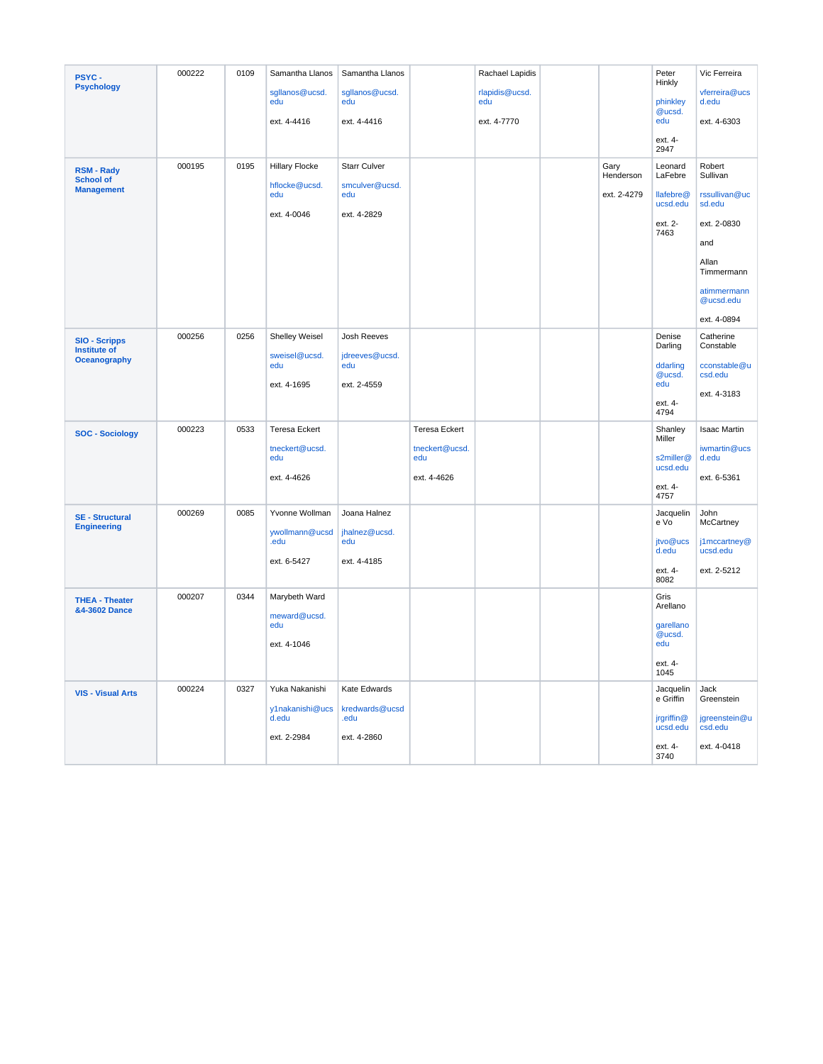| | | | | | | | | | | |
|---|---|---|---|---|---|---|---|---|---|---|
| **PSYC - Psychology** | 000222 | 0109 | Samantha Llanos<br>sgllanos@ucsd.edu<br>ext. 4-4416 | Samantha Llanos<br>sgllanos@ucsd.edu<br>ext. 4-4416 | | Rachael Lapidis<br>rlapidis@ucsd.edu<br>ext. 4-7770 | | | Peter Hinkly<br>phinkley@ucsd.edu<br>ext. 4-2947 | Vic Ferreira<br>vferreira@ucsd.edu<br>ext. 4-6303 |
| **RSM - Rady School of Management** | 000195 | 0195 | Hillary Flocke<br>hflocke@ucsd.edu<br>ext. 4-0046 | Starr Culver<br>smculver@ucsd.edu<br>ext. 4-2829 | | | | Gary Henderson<br>ext. 2-4279 | Leonard LaFebre<br>llafebre@ucsd.edu<br>ext. 2-7463 | Robert Sullivan<br>rssullivan@ucsd.edu<br>ext. 2-0830<br>and<br>Allan Timmermann<br>atimmermann@ucsd.edu<br>ext. 4-0894 |
| **SIO - Scripps Institute of Oceanography** | 000256 | 0256 | Shelley Weisel<br>sweisel@ucsd.edu<br>ext. 4-1695 | Josh Reeves<br>jdreeves@ucsd.edu<br>ext. 2-4559 | | | | | Denise Darling<br>ddarling@ucsd.edu<br>ext. 4-4794 | Catherine Constable<br>cconstable@ucsd.edu<br>ext. 4-3183 |
| **SOC - Sociology** | 000223 | 0533 | Teresa Eckert<br>tneckert@ucsd.edu<br>ext. 4-4626 | | Teresa Eckert<br>tneckert@ucsd.edu<br>ext. 4-4626 | | | | Shanley Miller<br>s2miller@ucsd.edu<br>ext. 4-4757 | Isaac Martin<br>iwmartin@ucsd.edu<br>ext. 6-5361 |
| **SE - Structural Engineering** | 000269 | 0085 | Yvonne Wollman<br>ywollmann@ucsd.edu<br>ext. 6-5427 | Joana Halnez<br>jhalnez@ucsd.edu<br>ext. 4-4185 | | | | | Jacqueline Vo<br>jtvo@ucsd.edu<br>ext. 4-8082 | John McCartney<br>j1mccartney@ucsd.edu<br>ext. 2-5212 |
| **THEA - Theater &4-3602 Dance** | 000207 | 0344 | Marybeth Ward<br>meward@ucsd.edu<br>ext. 4-1046 | | | | | | Gris Arellano<br>garellano@ucsd.edu<br>ext. 4-1045 | |
| **VIS - Visual Arts** | 000224 | 0327 | Yuka Nakanishi<br>y1nakanishi@ucsd.edu<br>ext. 2-2984 | Kate Edwards<br>kredwards@ucsd.edu<br>ext. 4-2860 | | | | | Jacqueline Griffin<br>jrgriffin@ucsd.edu<br>ext. 4-3740 | Jack Greenstein<br>jgreenstein@ucsd.edu<br>ext. 4-0418 |